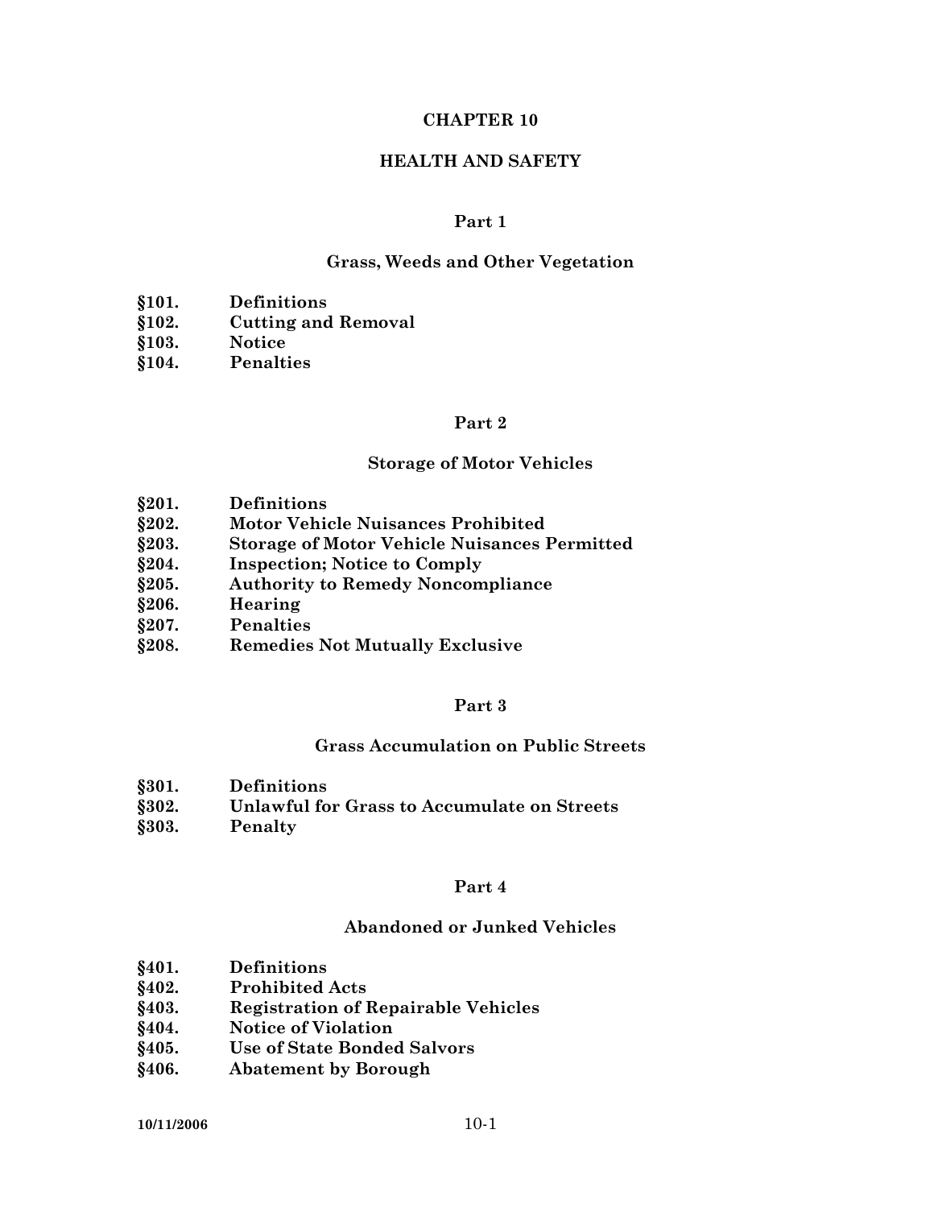# CHAPTER 10

# HEALTH AND SAFETY

## Part 1

## Grass, Weeds and Other Vegetation

**§101. Definitions**
**§102. Cutting and Removal**
**§103. Notice**
**§104. Penalties**

## Part 2

## Storage of Motor Vehicles

**§201. Definitions**
**§202. Motor Vehicle Nuisances Prohibited**
**§203. Storage of Motor Vehicle Nuisances Permitted**
**§204. Inspection; Notice to Comply**
**§205. Authority to Remedy Noncompliance**
**§206. Hearing**
**§207. Penalties**
**§208. Remedies Not Mutually Exclusive**

## Part 3

## Grass Accumulation on Public Streets

**§301. Definitions**
**§302. Unlawful for Grass to Accumulate on Streets**
**§303. Penalty**

## Part 4

## Abandoned or Junked Vehicles

**§401. Definitions**
**§402. Prohibited Acts**
**§403. Registration of Repairable Vehicles**
**§404. Notice of Violation**
**§405. Use of State Bonded Salvors**
**§406. Abatement by Borough**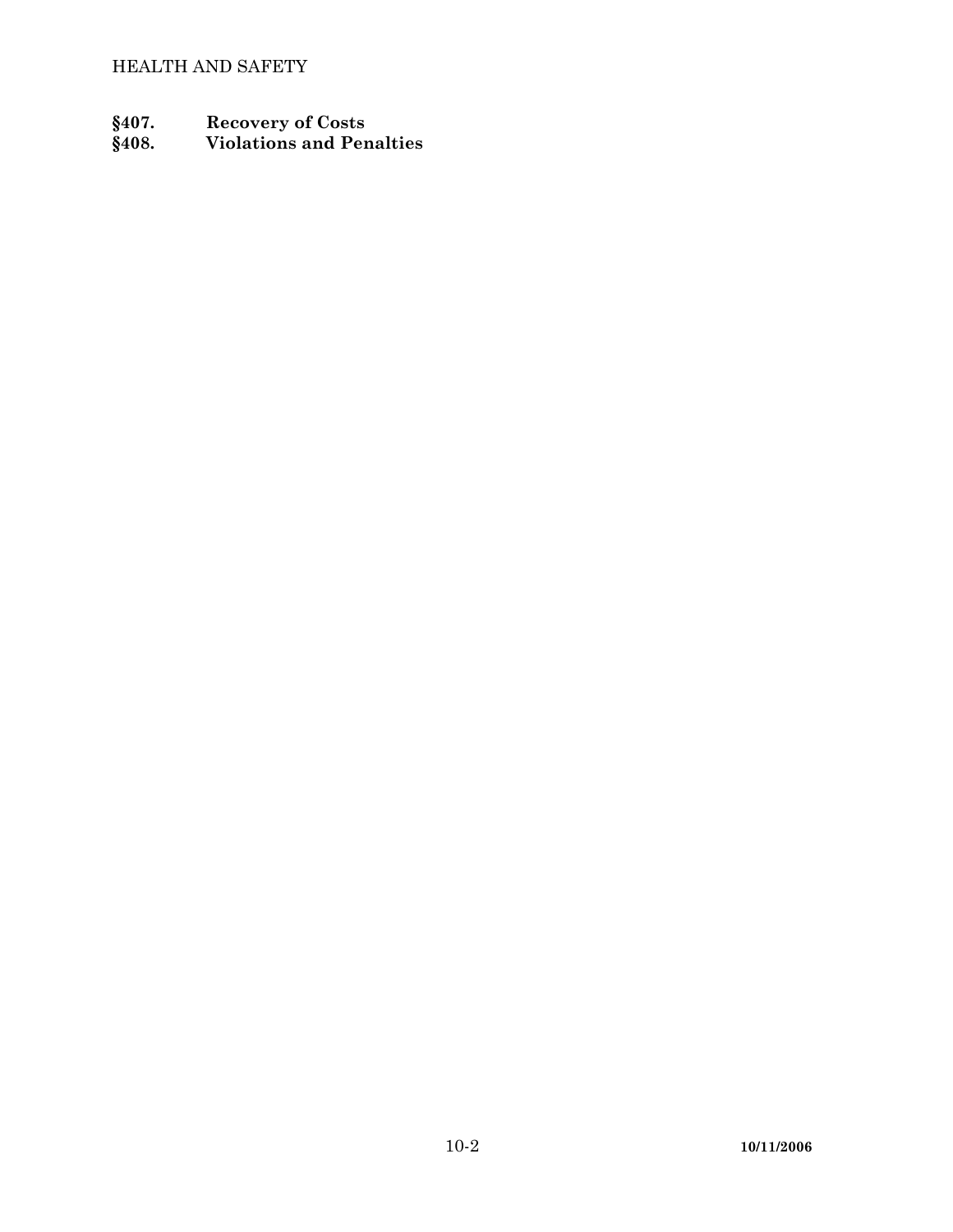**§407. Recovery of Costs**
**§408. Violations and Penalties**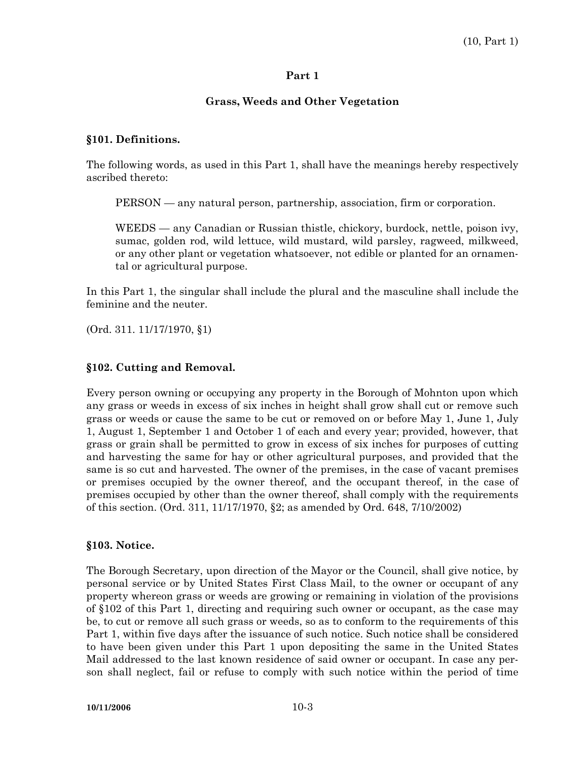## Part 1

### Grass, Weeds and Other Vegetation

**§101. Definitions.**

The following words, as used in this Part 1, shall have the meanings hereby respectively ascribed thereto:

> PERSON — any natural person, partnership, association, firm or corporation.
>
> WEEDS — any Canadian or Russian thistle, chickory, burdock, nettle, poison ivy, sumac, golden rod, wild lettuce, wild mustard, wild parsley, ragweed, milkweed, or any other plant or vegetation whatsoever, not edible or planted for an ornamental or agricultural purpose.

In this Part 1, the singular shall include the plural and the masculine shall include the feminine and the neuter.

(Ord. 311. 11/17/1970, §1)

**§102. Cutting and Removal.**

Every person owning or occupying any property in the Borough of Mohnton upon which any grass or weeds in excess of six inches in height shall grow shall cut or remove such grass or weeds or cause the same to be cut or removed on or before May 1, June 1, July 1, August 1, September 1 and October 1 of each and every year; provided, however, that grass or grain shall be permitted to grow in excess of six inches for purposes of cutting and harvesting the same for hay or other agricultural purposes, and provided that the same is so cut and harvested. The owner of the premises, in the case of vacant premises or premises occupied by the owner thereof, and the occupant thereof, in the case of premises occupied by other than the owner thereof, shall comply with the requirements of this section. (Ord. 311, 11/17/1970, §2; as amended by Ord. 648, 7/10/2002)

**§103. Notice.**

The Borough Secretary, upon direction of the Mayor or the Council, shall give notice, by personal service or by United States First Class Mail, to the owner or occupant of any property whereon grass or weeds are growing or remaining in violation of the provisions of §102 of this Part 1, directing and requiring such owner or occupant, as the case may be, to cut or remove all such grass or weeds, so as to conform to the requirements of this Part 1, within five days after the issuance of such notice. Such notice shall be considered to have been given under this Part 1 upon depositing the same in the United States Mail addressed to the last known residence of said owner or occupant. In case any person shall neglect, fail or refuse to comply with such notice within the period of time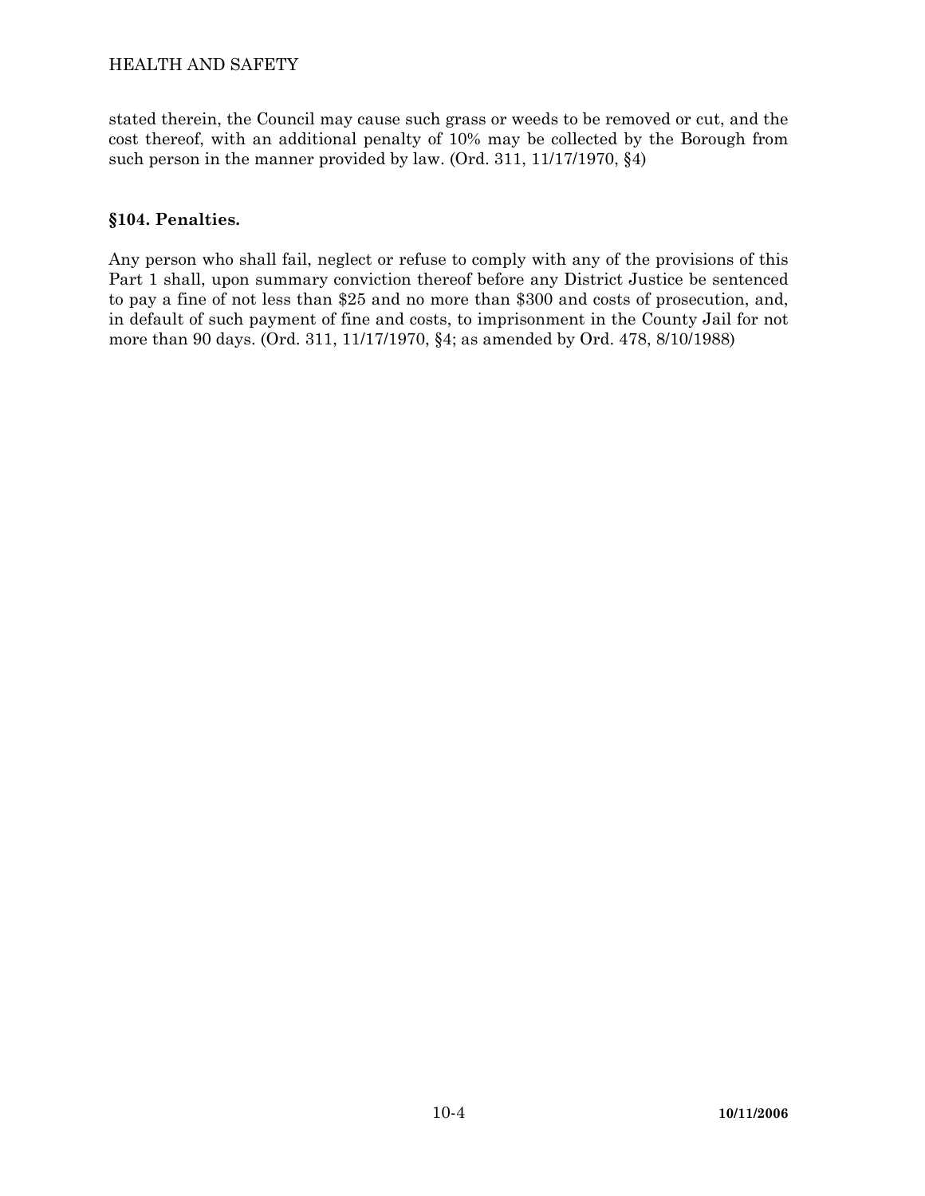stated therein, the Council may cause such grass or weeds to be removed or cut, and the cost thereof, with an additional penalty of 10% may be collected by the Borough from such person in the manner provided by law. (Ord. 311, 11/17/1970, §4)

### §104. Penalties.

Any person who shall fail, neglect or refuse to comply with any of the provisions of this Part 1 shall, upon summary conviction thereof before any District Justice be sentenced to pay a fine of not less than $25 and no more than $300 and costs of prosecution, and, in default of such payment of fine and costs, to imprisonment in the County Jail for not more than 90 days. (Ord. 311, 11/17/1970, §4; as amended by Ord. 478, 8/10/1988)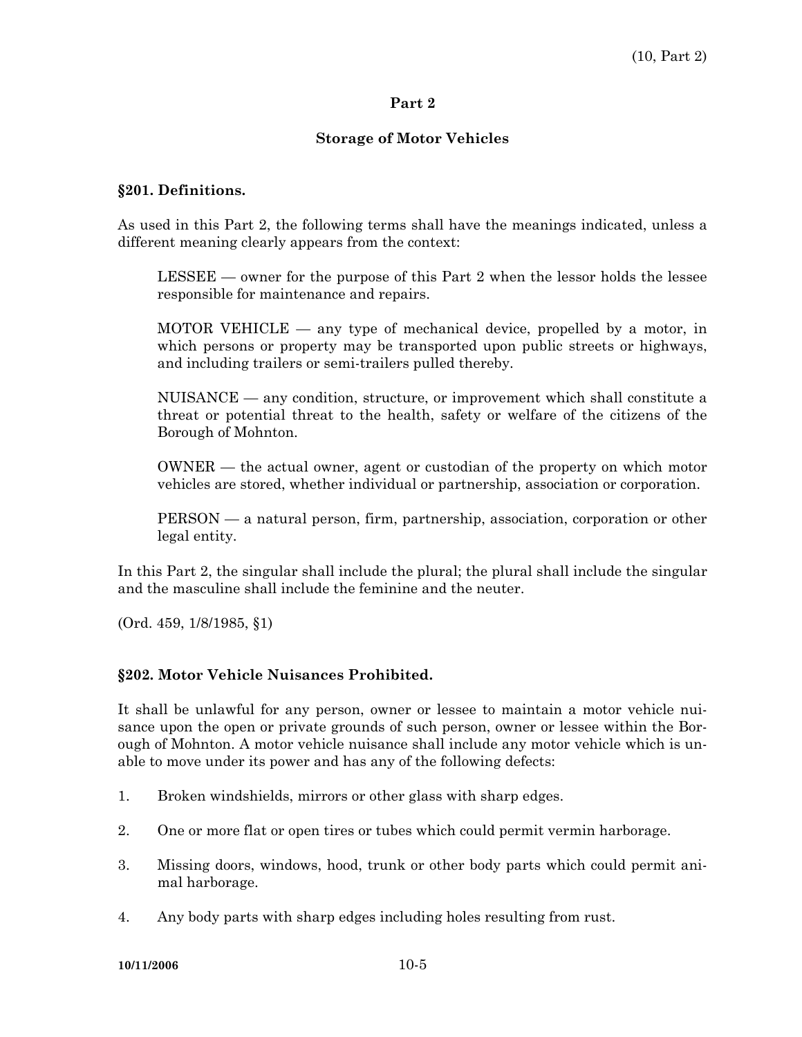# Part 2

## Storage of Motor Vehicles

### §201. Definitions.

As used in this Part 2, the following terms shall have the meanings indicated, unless a different meaning clearly appears from the context:

LESSEE — owner for the purpose of this Part 2 when the lessor holds the lessee responsible for maintenance and repairs.

MOTOR VEHICLE — any type of mechanical device, propelled by a motor, in which persons or property may be transported upon public streets or highways, and including trailers or semi-trailers pulled thereby.

NUISANCE — any condition, structure, or improvement which shall constitute a threat or potential threat to the health, safety or welfare of the citizens of the Borough of Mohnton.

OWNER — the actual owner, agent or custodian of the property on which motor vehicles are stored, whether individual or partnership, association or corporation.

PERSON — a natural person, firm, partnership, association, corporation or other legal entity.

In this Part 2, the singular shall include the plural; the plural shall include the singular and the masculine shall include the feminine and the neuter.

(Ord. 459, 1/8/1985, §1)

### §202. Motor Vehicle Nuisances Prohibited.

It shall be unlawful for any person, owner or lessee to maintain a motor vehicle nuisance upon the open or private grounds of such person, owner or lessee within the Borough of Mohnton. A motor vehicle nuisance shall include any motor vehicle which is unable to move under its power and has any of the following defects:

1. Broken windshields, mirrors or other glass with sharp edges.
2. One or more flat or open tires or tubes which could permit vermin harborage.
3. Missing doors, windows, hood, trunk or other body parts which could permit animal harborage.
4. Any body parts with sharp edges including holes resulting from rust.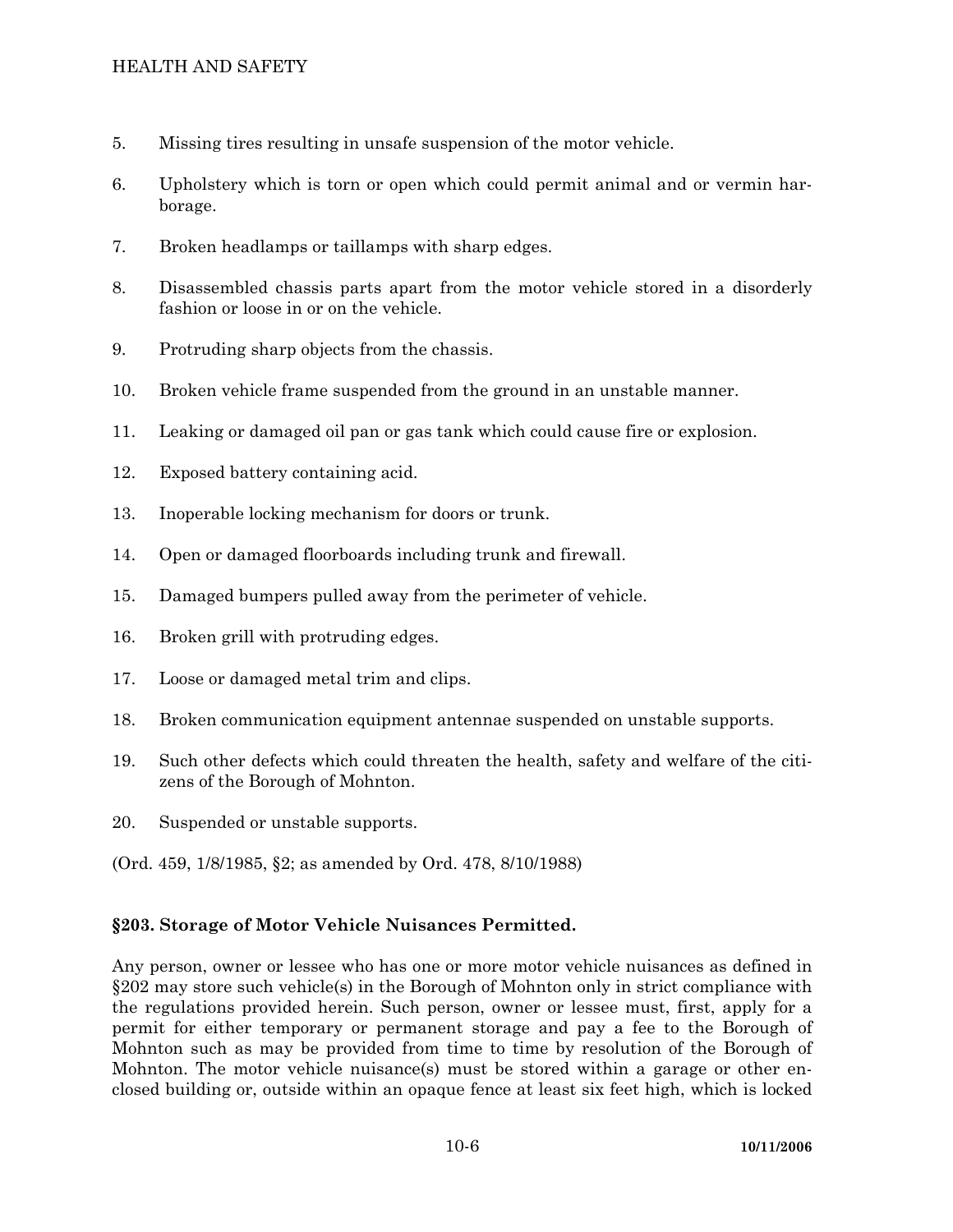5. Missing tires resulting in unsafe suspension of the motor vehicle.

6. Upholstery which is torn or open which could permit animal and or vermin harborage.

7. Broken headlamps or taillamps with sharp edges.

8. Disassembled chassis parts apart from the motor vehicle stored in a disorderly fashion or loose in or on the vehicle.

9. Protruding sharp objects from the chassis.

10. Broken vehicle frame suspended from the ground in an unstable manner.

11. Leaking or damaged oil pan or gas tank which could cause fire or explosion.

12. Exposed battery containing acid.

13. Inoperable locking mechanism for doors or trunk.

14. Open or damaged floorboards including trunk and firewall.

15. Damaged bumpers pulled away from the perimeter of vehicle.

16. Broken grill with protruding edges.

17. Loose or damaged metal trim and clips.

18. Broken communication equipment antennae suspended on unstable supports.

19. Such other defects which could threaten the health, safety and welfare of the citizens of the Borough of Mohnton.

20. Suspended or unstable supports.

(Ord. 459, 1/8/1985, §2; as amended by Ord. 478, 8/10/1988)

### §203. Storage of Motor Vehicle Nuisances Permitted.

Any person, owner or lessee who has one or more motor vehicle nuisances as defined in §202 may store such vehicle(s) in the Borough of Mohnton only in strict compliance with the regulations provided herein. Such person, owner or lessee must, first, apply for a permit for either temporary or permanent storage and pay a fee to the Borough of Mohnton such as may be provided from time to time by resolution of the Borough of Mohnton. The motor vehicle nuisance(s) must be stored within a garage or other enclosed building or, outside within an opaque fence at least six feet high, which is locked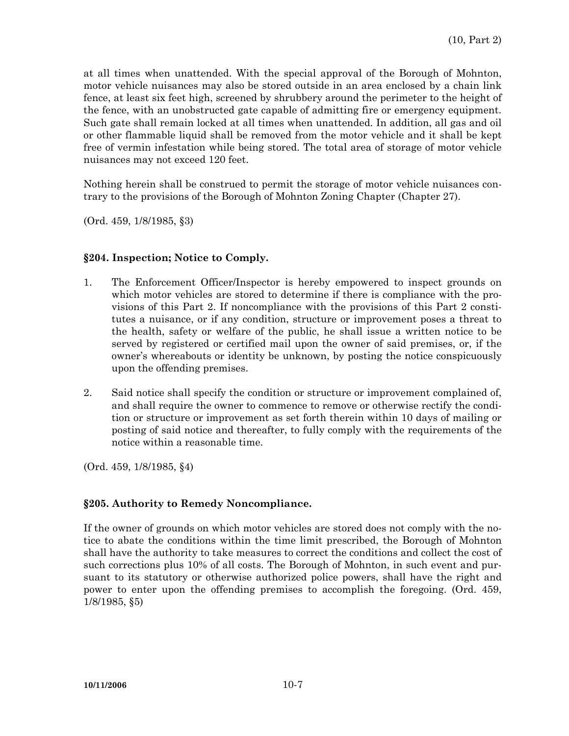at all times when unattended. With the special approval of the Borough of Mohnton, motor vehicle nuisances may also be stored outside in an area enclosed by a chain link fence, at least six feet high, screened by shrubbery around the perimeter to the height of the fence, with an unobstructed gate capable of admitting fire or emergency equipment. Such gate shall remain locked at all times when unattended. In addition, all gas and oil or other flammable liquid shall be removed from the motor vehicle and it shall be kept free of vermin infestation while being stored. The total area of storage of motor vehicle nuisances may not exceed 120 feet.

Nothing herein shall be construed to permit the storage of motor vehicle nuisances contrary to the provisions of the Borough of Mohnton Zoning Chapter (Chapter 27).

(Ord. 459, 1/8/1985, §3)

### §204. Inspection; Notice to Comply.

1. The Enforcement Officer/Inspector is hereby empowered to inspect grounds on which motor vehicles are stored to determine if there is compliance with the provisions of this Part 2. If noncompliance with the provisions of this Part 2 constitutes a nuisance, or if any condition, structure or improvement poses a threat to the health, safety or welfare of the public, he shall issue a written notice to be served by registered or certified mail upon the owner of said premises, or, if the owner's whereabouts or identity be unknown, by posting the notice conspicuously upon the offending premises.

2. Said notice shall specify the condition or structure or improvement complained of, and shall require the owner to commence to remove or otherwise rectify the condition or structure or improvement as set forth therein within 10 days of mailing or posting of said notice and thereafter, to fully comply with the requirements of the notice within a reasonable time.

(Ord. 459, 1/8/1985, §4)

### §205. Authority to Remedy Noncompliance.

If the owner of grounds on which motor vehicles are stored does not comply with the notice to abate the conditions within the time limit prescribed, the Borough of Mohnton shall have the authority to take measures to correct the conditions and collect the cost of such corrections plus 10% of all costs. The Borough of Mohnton, in such event and pursuant to its statutory or otherwise authorized police powers, shall have the right and power to enter upon the offending premises to accomplish the foregoing. (Ord. 459, 1/8/1985, §5)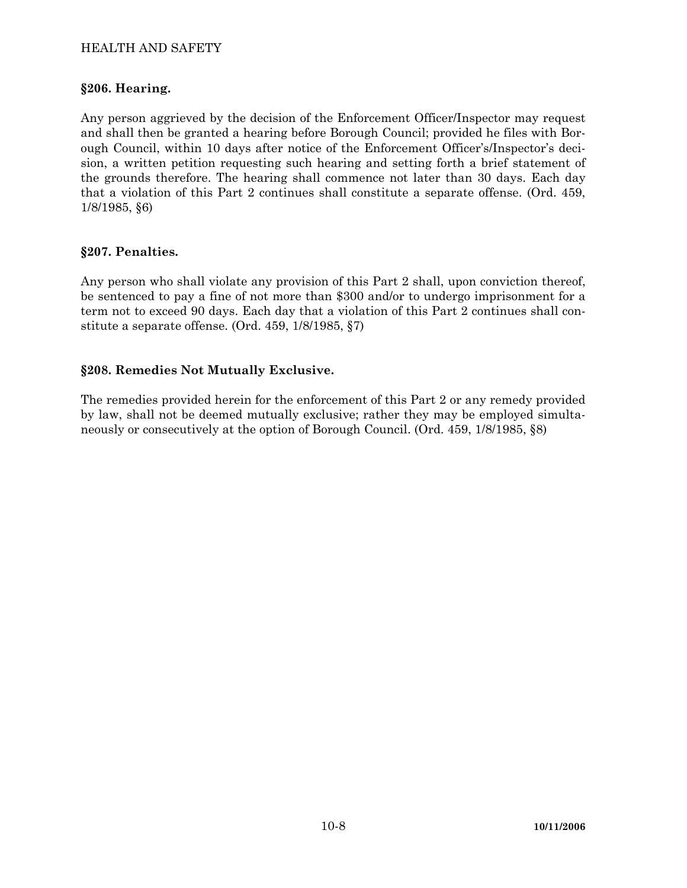## §206. Hearing.

Any person aggrieved by the decision of the Enforcement Officer/Inspector may request and shall then be granted a hearing before Borough Council; provided he files with Borough Council, within 10 days after notice of the Enforcement Officer's/Inspector's decision, a written petition requesting such hearing and setting forth a brief statement of the grounds therefore. The hearing shall commence not later than 30 days. Each day that a violation of this Part 2 continues shall constitute a separate offense. (Ord. 459, 1/8/1985, §6)

## §207. Penalties.

Any person who shall violate any provision of this Part 2 shall, upon conviction thereof, be sentenced to pay a fine of not more than $300 and/or to undergo imprisonment for a term not to exceed 90 days. Each day that a violation of this Part 2 continues shall constitute a separate offense. (Ord. 459, 1/8/1985, §7)

## §208. Remedies Not Mutually Exclusive.

The remedies provided herein for the enforcement of this Part 2 or any remedy provided by law, shall not be deemed mutually exclusive; rather they may be employed simultaneously or consecutively at the option of Borough Council. (Ord. 459, 1/8/1985, §8)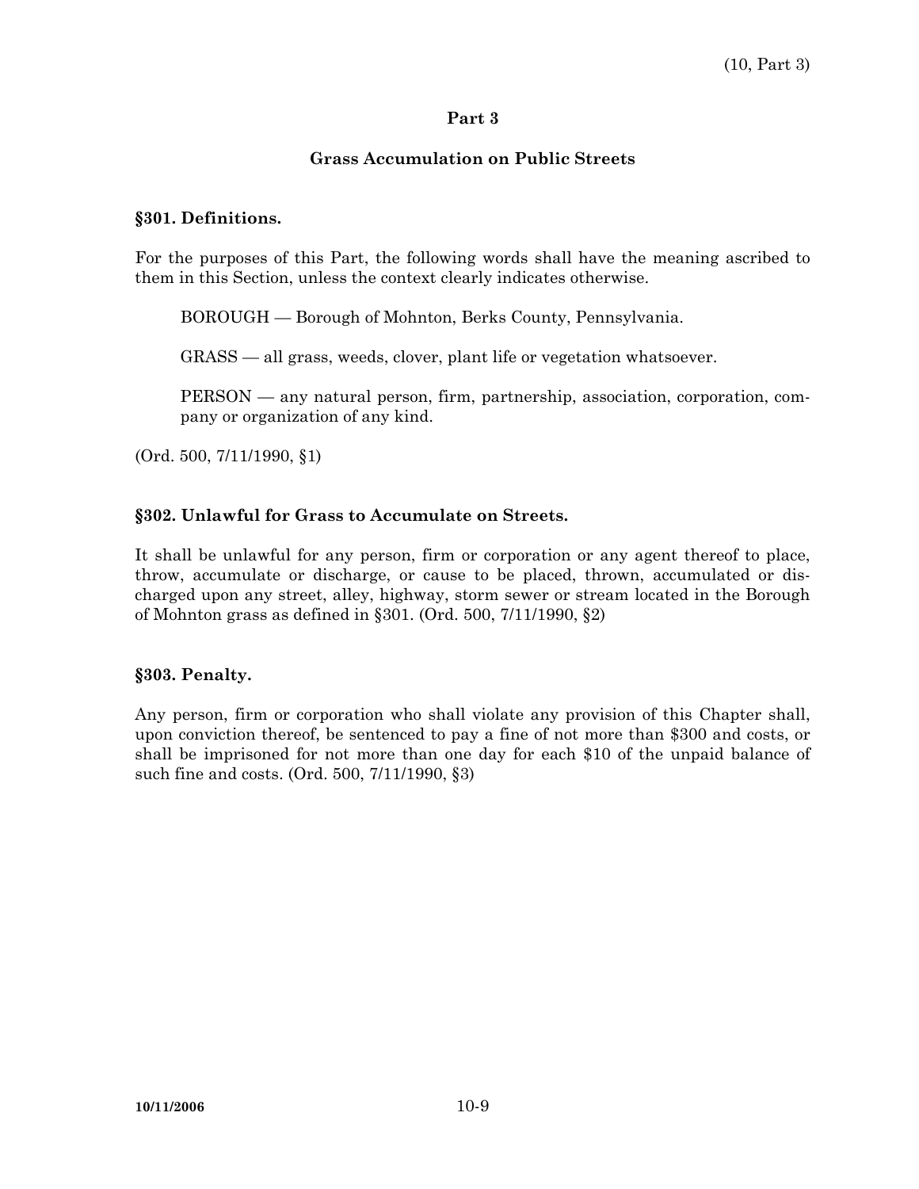# Part 3

## Grass Accumulation on Public Streets

### §301. Definitions.

For the purposes of this Part, the following words shall have the meaning ascribed to them in this Section, unless the context clearly indicates otherwise.

BOROUGH — Borough of Mohnton, Berks County, Pennsylvania.

GRASS — all grass, weeds, clover, plant life or vegetation whatsoever.

PERSON — any natural person, firm, partnership, association, corporation, company or organization of any kind.

(Ord. 500, 7/11/1990, §1)

### §302. Unlawful for Grass to Accumulate on Streets.

It shall be unlawful for any person, firm or corporation or any agent thereof to place, throw, accumulate or discharge, or cause to be placed, thrown, accumulated or discharged upon any street, alley, highway, storm sewer or stream located in the Borough of Mohnton grass as defined in §301. (Ord. 500, 7/11/1990, §2)

### §303. Penalty.

Any person, firm or corporation who shall violate any provision of this Chapter shall, upon conviction thereof, be sentenced to pay a fine of not more than $300 and costs, or shall be imprisoned for not more than one day for each $10 of the unpaid balance of such fine and costs. (Ord. 500, 7/11/1990, §3)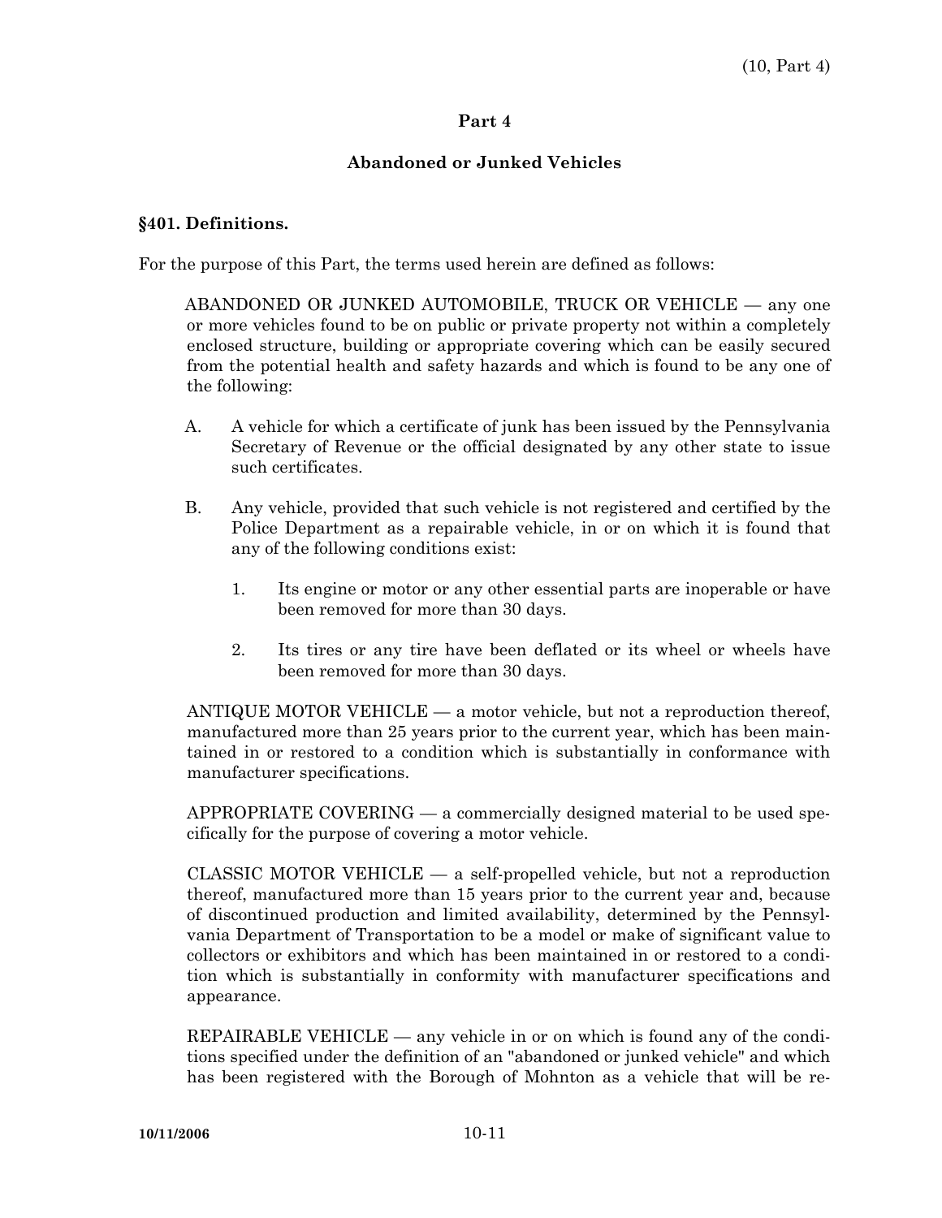## Part 4

## Abandoned or Junked Vehicles

### §401. Definitions.

For the purpose of this Part, the terms used herein are defined as follows:

ABANDONED OR JUNKED AUTOMOBILE, TRUCK OR VEHICLE — any one or more vehicles found to be on public or private property not within a completely enclosed structure, building or appropriate covering which can be easily secured from the potential health and safety hazards and which is found to be any one of the following:

A. A vehicle for which a certificate of junk has been issued by the Pennsylvania Secretary of Revenue or the official designated by any other state to issue such certificates.

B. Any vehicle, provided that such vehicle is not registered and certified by the Police Department as a repairable vehicle, in or on which it is found that any of the following conditions exist:

   1. Its engine or motor or any other essential parts are inoperable or have been removed for more than 30 days.

   2. Its tires or any tire have been deflated or its wheel or wheels have been removed for more than 30 days.

ANTIQUE MOTOR VEHICLE — a motor vehicle, but not a reproduction thereof, manufactured more than 25 years prior to the current year, which has been maintained in or restored to a condition which is substantially in conformance with manufacturer specifications.

APPROPRIATE COVERING — a commercially designed material to be used specifically for the purpose of covering a motor vehicle.

CLASSIC MOTOR VEHICLE — a self-propelled vehicle, but not a reproduction thereof, manufactured more than 15 years prior to the current year and, because of discontinued production and limited availability, determined by the Pennsylvania Department of Transportation to be a model or make of significant value to collectors or exhibitors and which has been maintained in or restored to a condition which is substantially in conformity with manufacturer specifications and appearance.

REPAIRABLE VEHICLE — any vehicle in or on which is found any of the conditions specified under the definition of an "abandoned or junked vehicle" and which has been registered with the Borough of Mohnton as a vehicle that will be re-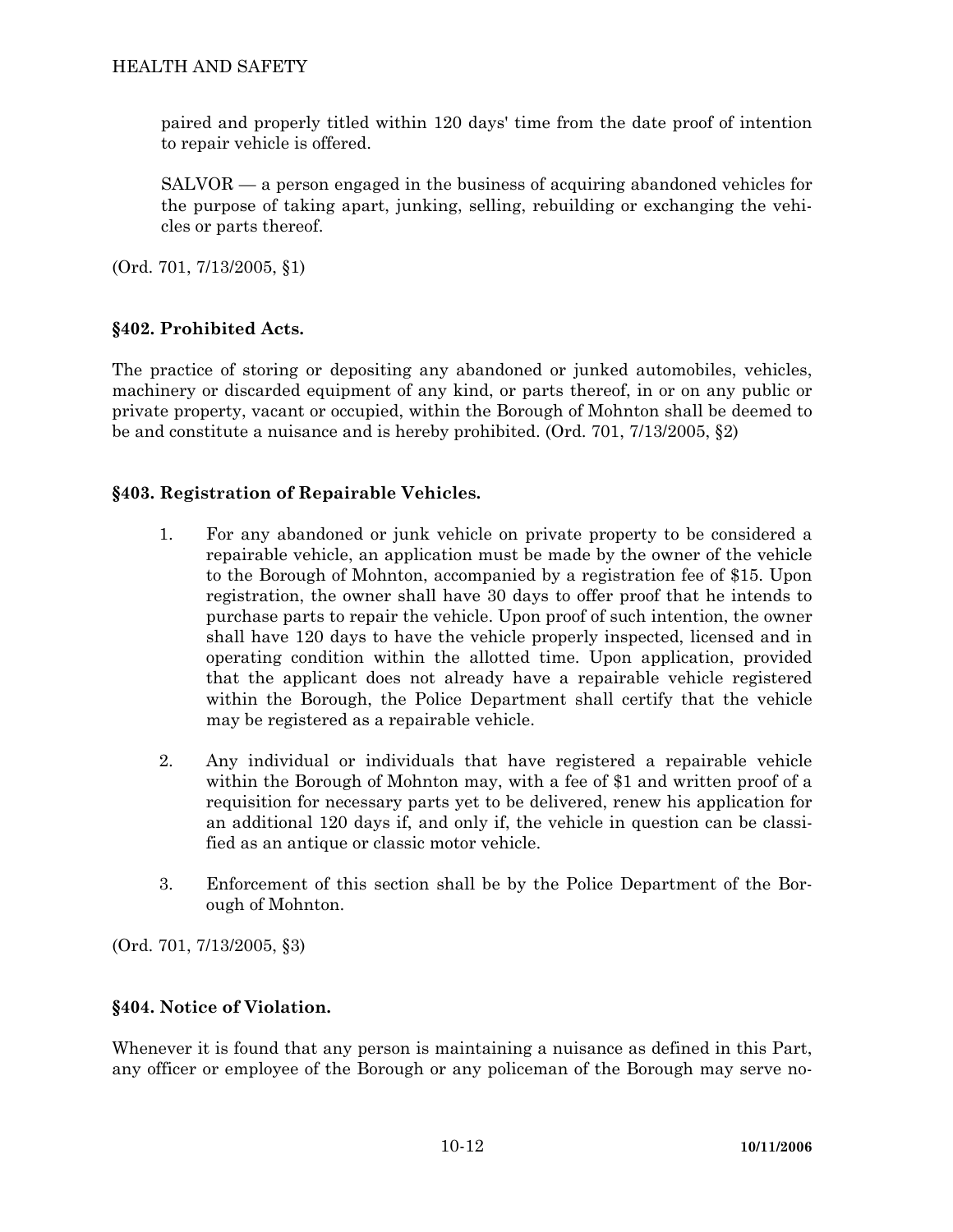paired and properly titled within 120 days' time from the date proof of intention to repair vehicle is offered.

SALVOR — a person engaged in the business of acquiring abandoned vehicles for the purpose of taking apart, junking, selling, rebuilding or exchanging the vehicles or parts thereof.

(Ord. 701, 7/13/2005, §1)

### §402. Prohibited Acts.

The practice of storing or depositing any abandoned or junked automobiles, vehicles, machinery or discarded equipment of any kind, or parts thereof, in or on any public or private property, vacant or occupied, within the Borough of Mohnton shall be deemed to be and constitute a nuisance and is hereby prohibited. (Ord. 701, 7/13/2005, §2)

### §403. Registration of Repairable Vehicles.

1. For any abandoned or junk vehicle on private property to be considered a repairable vehicle, an application must be made by the owner of the vehicle to the Borough of Mohnton, accompanied by a registration fee of $15. Upon registration, the owner shall have 30 days to offer proof that he intends to purchase parts to repair the vehicle. Upon proof of such intention, the owner shall have 120 days to have the vehicle properly inspected, licensed and in operating condition within the allotted time. Upon application, provided that the applicant does not already have a repairable vehicle registered within the Borough, the Police Department shall certify that the vehicle may be registered as a repairable vehicle.

2. Any individual or individuals that have registered a repairable vehicle within the Borough of Mohnton may, with a fee of $1 and written proof of a requisition for necessary parts yet to be delivered, renew his application for an additional 120 days if, and only if, the vehicle in question can be classified as an antique or classic motor vehicle.

3. Enforcement of this section shall be by the Police Department of the Borough of Mohnton.

(Ord. 701, 7/13/2005, §3)

### §404. Notice of Violation.

Whenever it is found that any person is maintaining a nuisance as defined in this Part, any officer or employee of the Borough or any policeman of the Borough may serve no-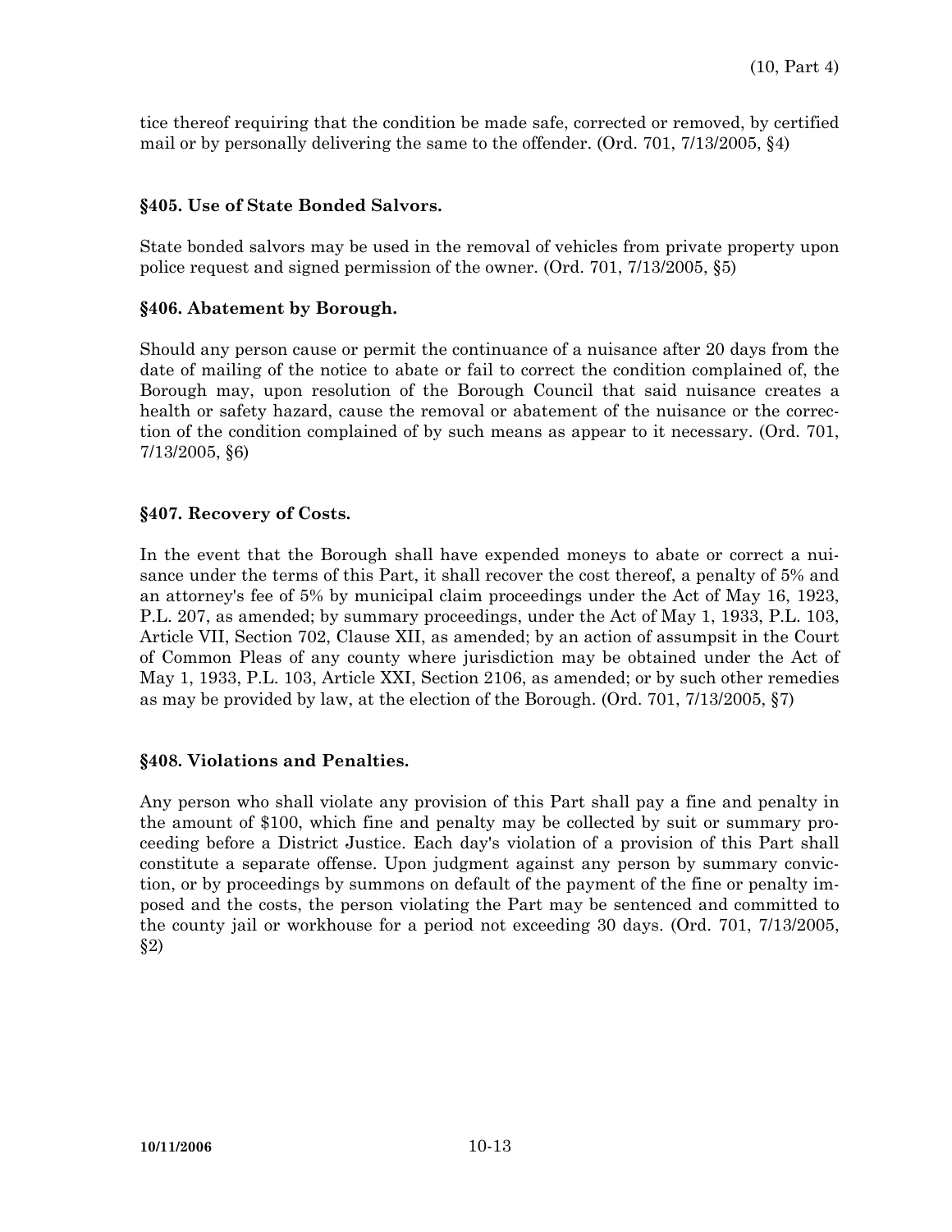tice thereof requiring that the condition be made safe, corrected or removed, by certified mail or by personally delivering the same to the offender. (Ord. 701, 7/13/2005, §4)

### §405. Use of State Bonded Salvors.

State bonded salvors may be used in the removal of vehicles from private property upon police request and signed permission of the owner. (Ord. 701, 7/13/2005, §5)

### §406. Abatement by Borough.

Should any person cause or permit the continuance of a nuisance after 20 days from the date of mailing of the notice to abate or fail to correct the condition complained of, the Borough may, upon resolution of the Borough Council that said nuisance creates a health or safety hazard, cause the removal or abatement of the nuisance or the correction of the condition complained of by such means as appear to it necessary. (Ord. 701, 7/13/2005, §6)

### §407. Recovery of Costs.

In the event that the Borough shall have expended moneys to abate or correct a nuisance under the terms of this Part, it shall recover the cost thereof, a penalty of 5% and an attorney's fee of 5% by municipal claim proceedings under the Act of May 16, 1923, P.L. 207, as amended; by summary proceedings, under the Act of May 1, 1933, P.L. 103, Article VII, Section 702, Clause XII, as amended; by an action of assumpsit in the Court of Common Pleas of any county where jurisdiction may be obtained under the Act of May 1, 1933, P.L. 103, Article XXI, Section 2106, as amended; or by such other remedies as may be provided by law, at the election of the Borough. (Ord. 701, 7/13/2005, §7)

### §408. Violations and Penalties.

Any person who shall violate any provision of this Part shall pay a fine and penalty in the amount of $100, which fine and penalty may be collected by suit or summary proceeding before a District Justice. Each day's violation of a provision of this Part shall constitute a separate offense. Upon judgment against any person by summary conviction, or by proceedings by summons on default of the payment of the fine or penalty imposed and the costs, the person violating the Part may be sentenced and committed to the county jail or workhouse for a period not exceeding 30 days. (Ord. 701, 7/13/2005, §2)